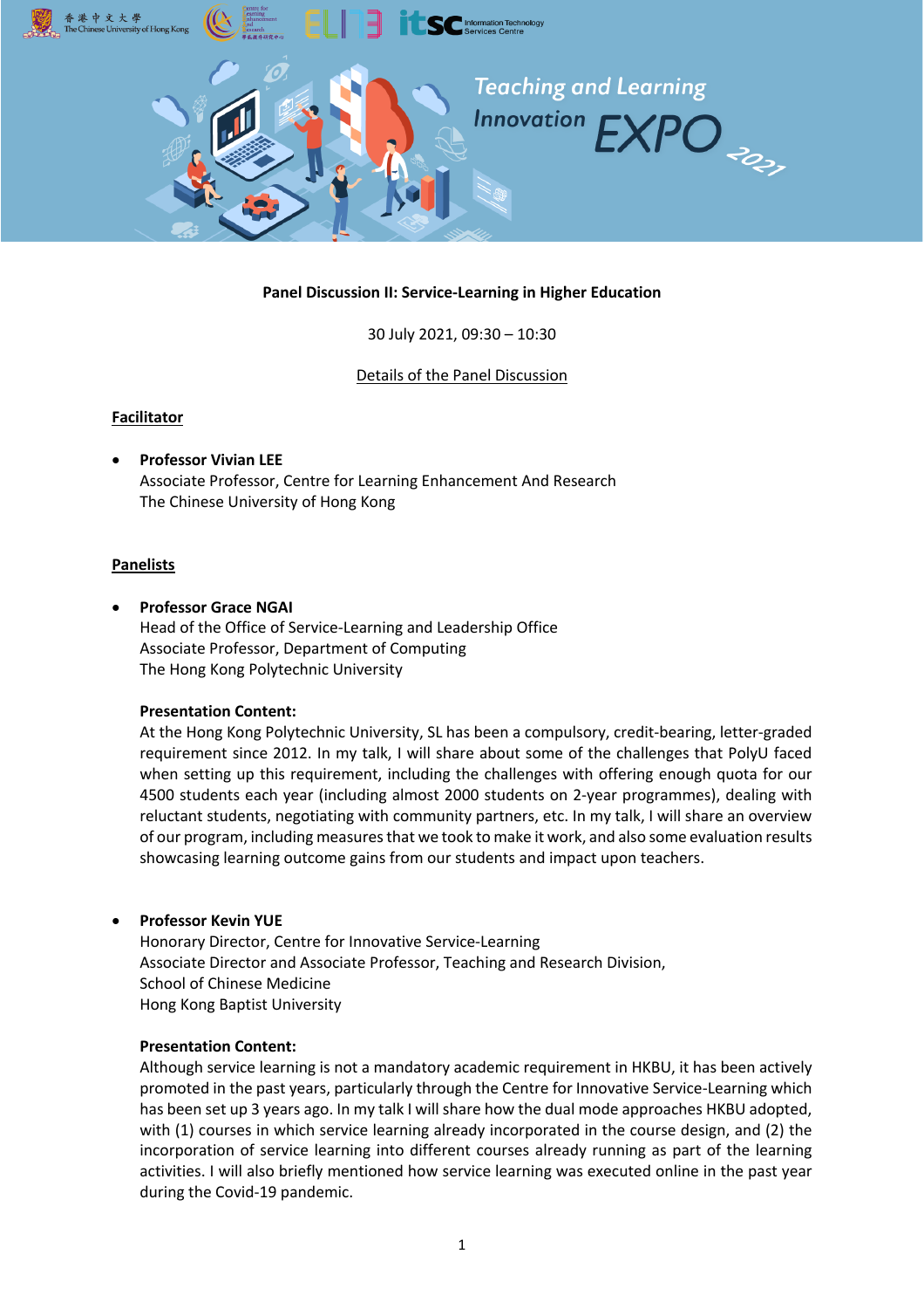**Panel Discussion II: Service-Learning in Higher Education**

30 July 2021, 09:30 – 10:30

Details of the Panel Discussion

**Facilitator**

- **Professor Vivian LEE**
  Associate Professor, Centre for Learning Enhancement And Research
  The Chinese University of Hong Kong

**Panelists**

- **Professor Grace NGAI**
  Head of the Office of Service-Learning and Leadership Office
  Associate Professor, Department of Computing
  The Hong Kong Polytechnic University

  **Presentation Content:**
  At the Hong Kong Polytechnic University, SL has been a compulsory, credit-bearing, letter-graded requirement since 2012. In my talk, I will share about some of the challenges that PolyU faced when setting up this requirement, including the challenges with offering enough quota for our 4500 students each year (including almost 2000 students on 2-year programmes), dealing with reluctant students, negotiating with community partners, etc. In my talk, I will share an overview of our program, including measures that we took to make it work, and also some evaluation results showcasing learning outcome gains from our students and impact upon teachers.

- **Professor Kevin YUE**
  Honorary Director, Centre for Innovative Service-Learning
  Associate Director and Associate Professor, Teaching and Research Division,
  School of Chinese Medicine
  Hong Kong Baptist University

  **Presentation Content:**
  Although service learning is not a mandatory academic requirement in HKBU, it has been actively promoted in the past years, particularly through the Centre for Innovative Service-Learning which has been set up 3 years ago. In my talk I will share how the dual mode approaches HKBU adopted, with (1) courses in which service learning already incorporated in the course design, and (2) the incorporation of service learning into different courses already running as part of the learning activities. I will also briefly mentioned how service learning was executed online in the past year during the Covid-19 pandemic.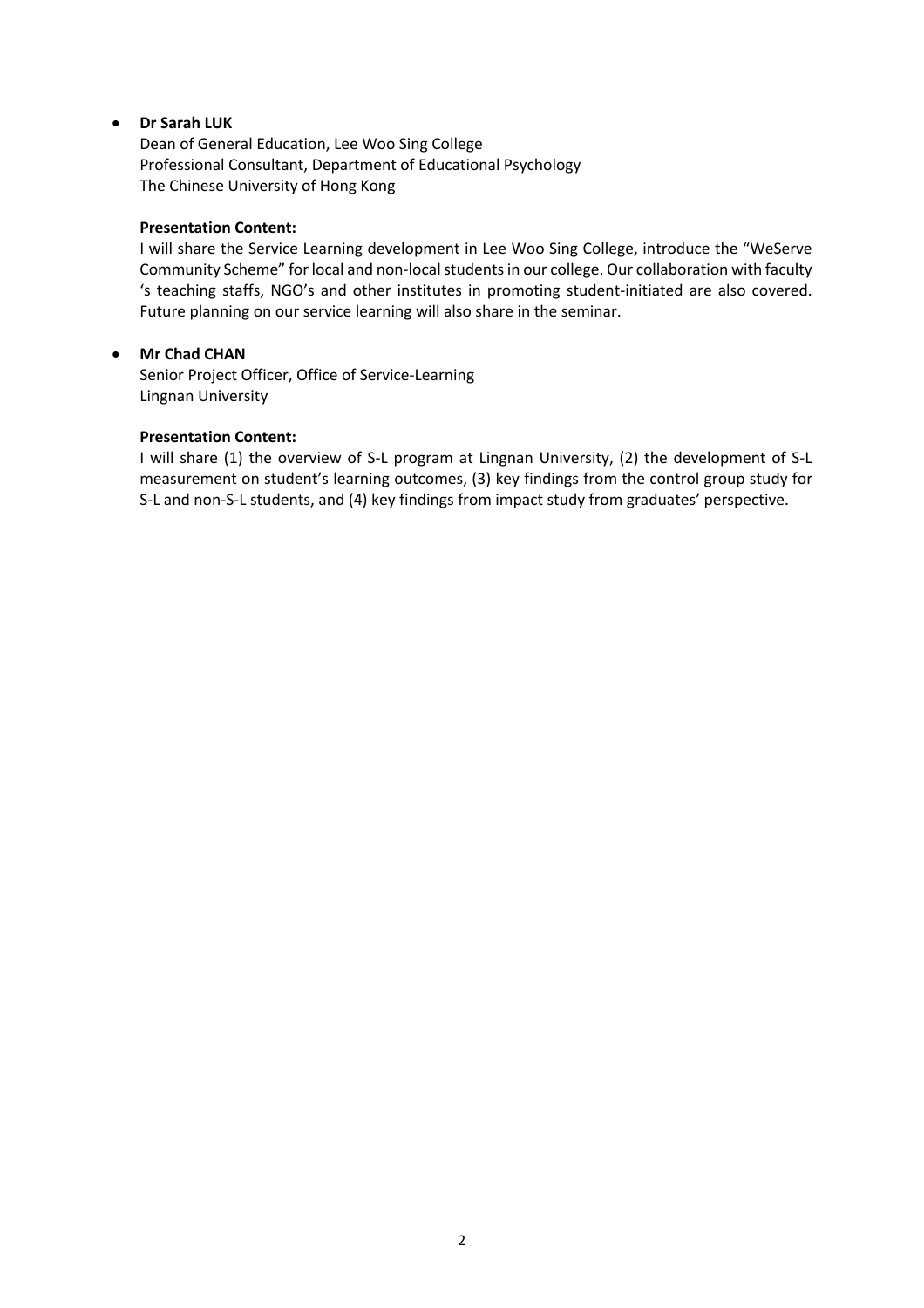- **Dr Sarah LUK**
  Dean of General Education, Lee Woo Sing College
  Professional Consultant, Department of Educational Psychology
  The Chinese University of Hong Kong

  **Presentation Content:**
  I will share the Service Learning development in Lee Woo Sing College, introduce the "WeServe Community Scheme" for local and non-local students in our college. Our collaboration with faculty 's teaching staffs, NGO's and other institutes in promoting student-initiated are also covered. Future planning on our service learning will also share in the seminar.

- **Mr Chad CHAN**
  Senior Project Officer, Office of Service-Learning
  Lingnan University

  **Presentation Content:**
  I will share (1) the overview of S-L program at Lingnan University, (2) the development of S-L measurement on student's learning outcomes, (3) key findings from the control group study for S-L and non-S-L students, and (4) key findings from impact study from graduates' perspective.